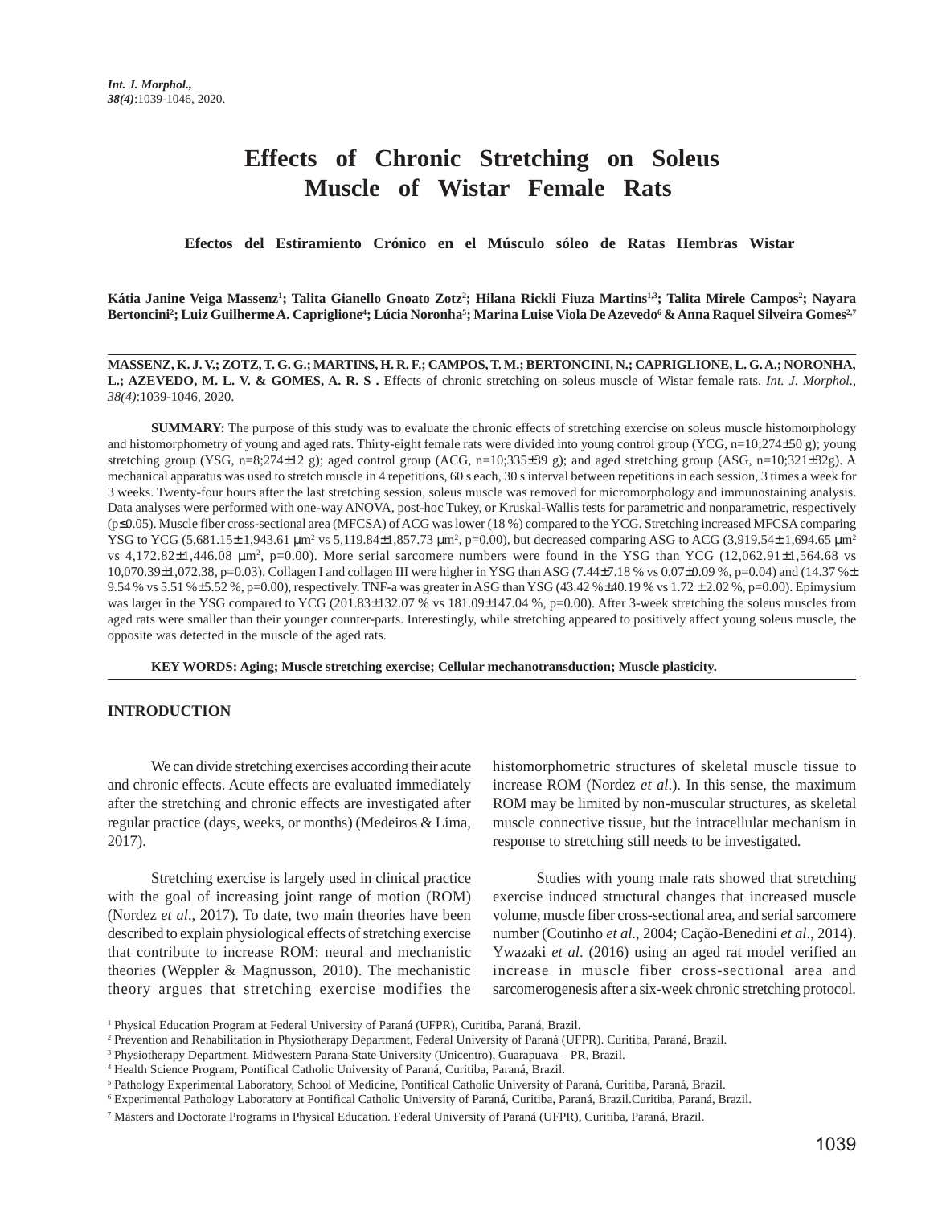# Effects of Chronic Stretching on Soleus Muscle of Wistar Female Rats

**Efectos del Estiramiento Crónico en el Músculo sóleo de Ratas Hembras Wistar**

**Kátia Janine Veiga Massenz[1]; Talita Gianello Gnoato Zotz[2]; Hilana Rickli Fiuza Martins[1,3]; Talita Mirele Campos[2]; Nayara Bertoncini[2]; Luiz Guilherme A. Capriglione[4]; Lúcia Noronha[5]; Marina Luise Viola De Azevedo[6] & Anna Raquel Silveira Gomes[2,7]**

---

**MASSENZ, K. J. V.; ZOTZ, T. G. G.; MARTINS, H. R. F.; CAMPOS, T. M.; BERTONCINI, N.; CAPRIGLIONE, L. G. A.; NORONHA, L.; AZEVEDO, M. L. V. & GOMES, A. R. S .** Effects of chronic stretching on soleus muscle of Wistar female rats. *Int. J. Morphol., 38(4)*:1039-1046, 2020.

**SUMMARY:** The purpose of this study was to evaluate the chronic effects of stretching exercise on soleus muscle histomorphology and histomorphometry of young and aged rats. Thirty-eight female rats were divided into young control group (YCG, n=10;274±50 g); young stretching group (YSG, n=8;274±12 g); aged control group (ACG, n=10;335±39 g); and aged stretching group (ASG, n=10;321±32g). A mechanical apparatus was used to stretch muscle in 4 repetitions, 60 s each, 30 s interval between repetitions in each session, 3 times a week for 3 weeks. Twenty-four hours after the last stretching session, soleus muscle was removed for micromorphology and immunostaining analysis. Data analyses were performed with one-way ANOVA, post-hoc Tukey, or Kruskal-Wallis tests for parametric and nonparametric, respectively ($p \leq 0.05$). Muscle fiber cross-sectional area (MFCSA) of ACG was lower (18 %) compared to the YCG. Stretching increased MFCSA comparing YSG to YCG (5,681.15± 1,943.61 µm$^2$ vs 5,119.84±1,857.73 µm$^2$, p=0.00), but decreased comparing ASG to ACG (3,919.54± 1,694.65 µm$^2$ vs 4,172.82±1,446.08 µm$^2$, p=0.00). More serial sarcomere numbers were found in the YSG than YCG (12,062.91±1,564.68 vs 10,070.39±1,072.38, p=0.03). Collagen I and collagen III were higher in YSG than ASG (7.44±7.18 % vs 0.07±0.09 %, p=0.04) and (14.37 %± 9.54 % vs 5.51 %±5.52 %, p=0.00), respectively. TNF-a was greater in ASG than YSG (43.42 %±40.19 % vs 1.72 ± 2.02 %, p=0.00). Epimysium was larger in the YSG compared to YCG (201.83±132.07 % vs 181.09±147.04 %, p=0.00). After 3-week stretching the soleus muscles from aged rats were smaller than their younger counter-parts. Interestingly, while stretching appeared to positively affect young soleus muscle, the opposite was detected in the muscle of the aged rats.

**KEY WORDS: Aging; Muscle stretching exercise; Cellular mechanotransduction; Muscle plasticity.**

---

## INTRODUCTION

We can divide stretching exercises according their acute and chronic effects. Acute effects are evaluated immediately after the stretching and chronic effects are investigated after regular practice (days, weeks, or months) (Medeiros & Lima, 2017).

Stretching exercise is largely used in clinical practice with the goal of increasing joint range of motion (ROM) (Nordez *et al*., 2017). To date, two main theories have been described to explain physiological effects of stretching exercise that contribute to increase ROM: neural and mechanistic theories (Weppler & Magnusson, 2010). The mechanistic theory argues that stretching exercise modifies the histomorphometric structures of skeletal muscle tissue to increase ROM (Nordez *et al*.). In this sense, the maximum ROM may be limited by non-muscular structures, as skeletal muscle connective tissue, but the intracellular mechanism in response to stretching still needs to be investigated.

Studies with young male rats showed that stretching exercise induced structural changes that increased muscle volume, muscle fiber cross-sectional area, and serial sarcomere number (Coutinho *et al*., 2004; Cação-Benedini *et al*., 2014). Ywazaki *et al*. (2016) using an aged rat model verified an increase in muscle fiber cross-sectional area and sarcomerogenesis after a six-week chronic stretching protocol.

[1] Physical Education Program at Federal University of Paraná (UFPR), Curitiba, Paraná, Brazil.
[2] Prevention and Rehabilitation in Physiotherapy Department, Federal University of Paraná (UFPR). Curitiba, Paraná, Brazil.
[3] Physiotherapy Department. Midwestern Parana State University (Unicentro), Guarapuava – PR, Brazil.
[4] Health Science Program, Pontifical Catholic University of Paraná, Curitiba, Paraná, Brazil.
[5] Pathology Experimental Laboratory, School of Medicine, Pontifical Catholic University of Paraná, Curitiba, Paraná, Brazil.
[6] Experimental Pathology Laboratory at Pontifical Catholic University of Paraná, Curitiba, Paraná, Brazil.Curitiba, Paraná, Brazil.
[7] Masters and Doctorate Programs in Physical Education. Federal University of Paraná (UFPR), Curitiba, Paraná, Brazil.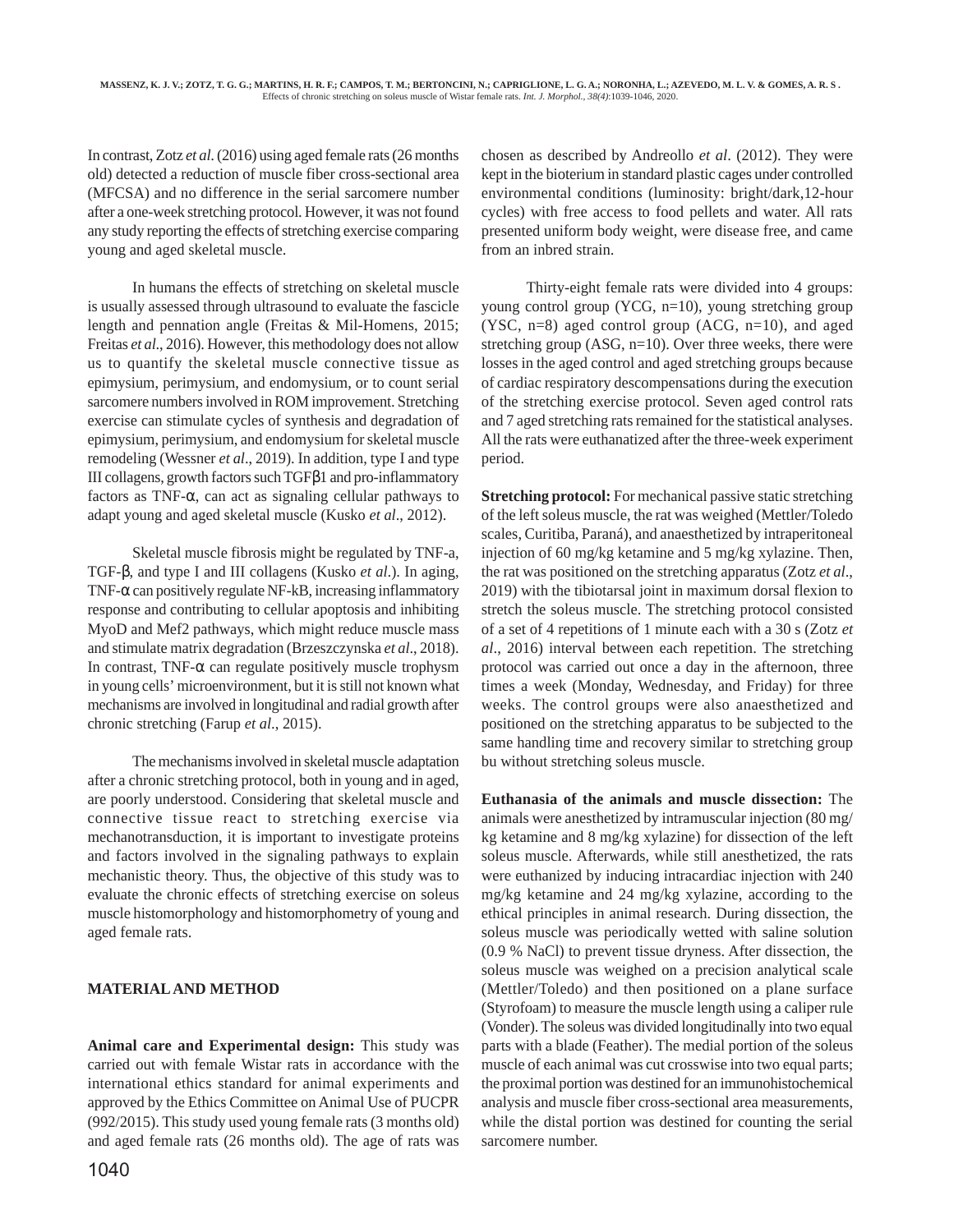In contrast, Zotz *et al.* (2016) using aged female rats (26 months old) detected a reduction of muscle fiber cross-sectional area (MFCSA) and no difference in the serial sarcomere number after a one-week stretching protocol. However, it was not found any study reporting the effects of stretching exercise comparing young and aged skeletal muscle.

In humans the effects of stretching on skeletal muscle is usually assessed through ultrasound to evaluate the fascicle length and pennation angle (Freitas & Mil-Homens, 2015; Freitas *et al*., 2016). However, this methodology does not allow us to quantify the skeletal muscle connective tissue as epimysium, perimysium, and endomysium, or to count serial sarcomere numbers involved in ROM improvement. Stretching exercise can stimulate cycles of synthesis and degradation of epimysium, perimysium, and endomysium for skeletal muscle remodeling (Wessner *et al*., 2019). In addition, type I and type III collagens, growth factors such TGFβ1 and pro-inflammatory factors as TNF-α, can act as signaling cellular pathways to adapt young and aged skeletal muscle (Kusko *et al*., 2012).

Skeletal muscle fibrosis might be regulated by TNF-a, TGF-β, and type I and III collagens (Kusko *et al*.). In aging, TNF-α can positively regulate NF-kB, increasing inflammatory response and contributing to cellular apoptosis and inhibiting MyoD and Mef2 pathways, which might reduce muscle mass and stimulate matrix degradation (Brzeszczynska *et al*., 2018). In contrast, TNF-α can regulate positively muscle trophysm in young cells' microenvironment, but it is still not known what mechanisms are involved in longitudinal and radial growth after chronic stretching (Farup *et al*., 2015).

The mechanisms involved in skeletal muscle adaptation after a chronic stretching protocol, both in young and in aged, are poorly understood. Considering that skeletal muscle and connective tissue react to stretching exercise via mechanotransduction, it is important to investigate proteins and factors involved in the signaling pathways to explain mechanistic theory. Thus, the objective of this study was to evaluate the chronic effects of stretching exercise on soleus muscle histomorphology and histomorphometry of young and aged female rats.

## MATERIAL AND METHOD

**Animal care and Experimental design:** This study was carried out with female Wistar rats in accordance with the international ethics standard for animal experiments and approved by the Ethics Committee on Animal Use of PUCPR (992/2015). This study used young female rats (3 months old) and aged female rats (26 months old). The age of rats was chosen as described by Andreollo *et al*. (2012). They were kept in the bioterium in standard plastic cages under controlled environmental conditions (luminosity: bright/dark,12-hour cycles) with free access to food pellets and water. All rats presented uniform body weight, were disease free, and came from an inbred strain.

Thirty-eight female rats were divided into 4 groups: young control group (YCG, n=10), young stretching group (YSC, n=8) aged control group (ACG, n=10), and aged stretching group (ASG, n=10). Over three weeks, there were losses in the aged control and aged stretching groups because of cardiac respiratory descompensations during the execution of the stretching exercise protocol. Seven aged control rats and 7 aged stretching rats remained for the statistical analyses. All the rats were euthanatized after the three-week experiment period.

**Stretching protocol:** For mechanical passive static stretching of the left soleus muscle, the rat was weighed (Mettler/Toledo scales, Curitiba, Paraná), and anaesthetized by intraperitoneal injection of 60 mg/kg ketamine and 5 mg/kg xylazine. Then, the rat was positioned on the stretching apparatus (Zotz *et al*., 2019) with the tibiotarsal joint in maximum dorsal flexion to stretch the soleus muscle. The stretching protocol consisted of a set of 4 repetitions of 1 minute each with a 30 s (Zotz *et al*., 2016) interval between each repetition. The stretching protocol was carried out once a day in the afternoon, three times a week (Monday, Wednesday, and Friday) for three weeks. The control groups were also anaesthetized and positioned on the stretching apparatus to be subjected to the same handling time and recovery similar to stretching group bu without stretching soleus muscle.

**Euthanasia of the animals and muscle dissection:** The animals were anesthetized by intramuscular injection (80 mg/kg ketamine and 8 mg/kg xylazine) for dissection of the left soleus muscle. Afterwards, while still anesthetized, the rats were euthanized by inducing intracardiac injection with 240 mg/kg ketamine and 24 mg/kg xylazine, according to the ethical principles in animal research. During dissection, the soleus muscle was periodically wetted with saline solution (0.9 % NaCl) to prevent tissue dryness. After dissection, the soleus muscle was weighed on a precision analytical scale (Mettler/Toledo) and then positioned on a plane surface (Styrofoam) to measure the muscle length using a caliper rule (Vonder). The soleus was divided longitudinally into two equal parts with a blade (Feather). The medial portion of the soleus muscle of each animal was cut crosswise into two equal parts; the proximal portion was destined for an immunohistochemical analysis and muscle fiber cross-sectional area measurements, while the distal portion was destined for counting the serial sarcomere number.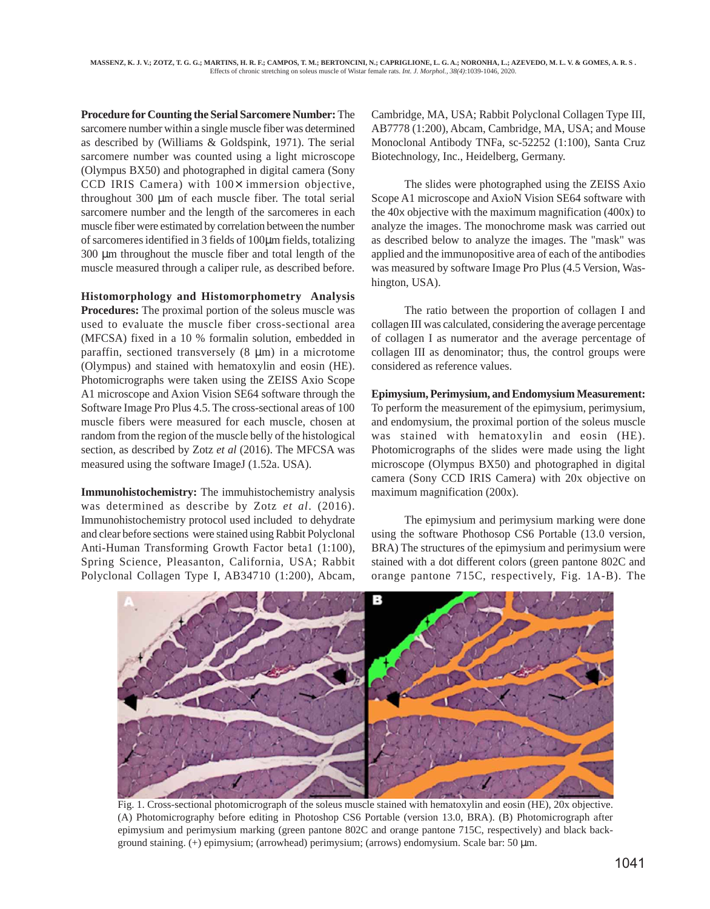**Procedure for Counting the Serial Sarcomere Number:** The sarcomere number within a single muscle fiber was determined as described by (Williams & Goldspink, 1971). The serial sarcomere number was counted using a light microscope (Olympus BX50) and photographed in digital camera (Sony CCD IRIS Camera) with 100× immersion objective, throughout 300 µm of each muscle fiber. The total serial sarcomere number and the length of the sarcomeres in each muscle fiber were estimated by correlation between the number of sarcomeres identified in 3 fields of 100µm fields, totalizing 300 µm throughout the muscle fiber and total length of the muscle measured through a caliper rule, as described before.

**Histomorphology and Histomorphometry Analysis Procedures:** The proximal portion of the soleus muscle was used to evaluate the muscle fiber cross-sectional area (MFCSA) fixed in a 10 % formalin solution, embedded in paraffin, sectioned transversely (8 µm) in a microtome (Olympus) and stained with hematoxylin and eosin (HE). Photomicrographs were taken using the ZEISS Axio Scope A1 microscope and Axion Vision SE64 software through the Software Image Pro Plus 4.5. The cross-sectional areas of 100 muscle fibers were measured for each muscle, chosen at random from the region of the muscle belly of the histological section, as described by Zotz *et al* (2016). The MFCSA was measured using the software ImageJ (1.52a. USA).

**Immunohistochemistry:** The immuhistochemistry analysis was determined as describe by Zotz *et al*. (2016). Immunohistochemistry protocol used included to dehydrate and clear before sections were stained using Rabbit Polyclonal Anti-Human Transforming Growth Factor beta1 (1:100), Spring Science, Pleasanton, California, USA; Rabbit Polyclonal Collagen Type I, AB34710 (1:200), Abcam, Cambridge, MA, USA; Rabbit Polyclonal Collagen Type III, AB7778 (1:200), Abcam, Cambridge, MA, USA; and Mouse Monoclonal Antibody TNFa, sc-52252 (1:100), Santa Cruz Biotechnology, Inc., Heidelberg, Germany.

The slides were photographed using the ZEISS Axio Scope A1 microscope and AxioN Vision SE64 software with the 40x objective with the maximum magnification (400x) to analyze the images. The monochrome mask was carried out as described below to analyze the images. The "mask" was applied and the immunopositive area of each of the antibodies was measured by software Image Pro Plus (4.5 Version, Washington, USA).

The ratio between the proportion of collagen I and collagen III was calculated, considering the average percentage of collagen I as numerator and the average percentage of collagen III as denominator; thus, the control groups were considered as reference values.

**Epimysium, Perimysium, and Endomysium Measurement:** To perform the measurement of the epimysium, perimysium, and endomysium, the proximal portion of the soleus muscle was stained with hematoxylin and eosin (HE). Photomicrographs of the slides were made using the light microscope (Olympus BX50) and photographed in digital camera (Sony CCD IRIS Camera) with 20x objective on maximum magnification (200x).

The epimysium and perimysium marking were done using the software Phothosop CS6 Portable (13.0 version, BRA) The structures of the epimysium and perimysium were stained with a dot different colors (green pantone 802C and orange pantone 715C, respectively, Fig. 1A-B). The

Fig. 1. Cross-sectional photomicrograph of the soleus muscle stained with hematoxylin and eosin (HE), 20x objective. (A) Photomicrography before editing in Photoshop CS6 Portable (version 13.0, BRA). (B) Photomicrograph after epimysium and perimysium marking (green pantone 802C and orange pantone 715C, respectively) and black background staining. (+) epimysium; (arrowhead) perimysium; (arrows) endomysium. Scale bar: 50 µm.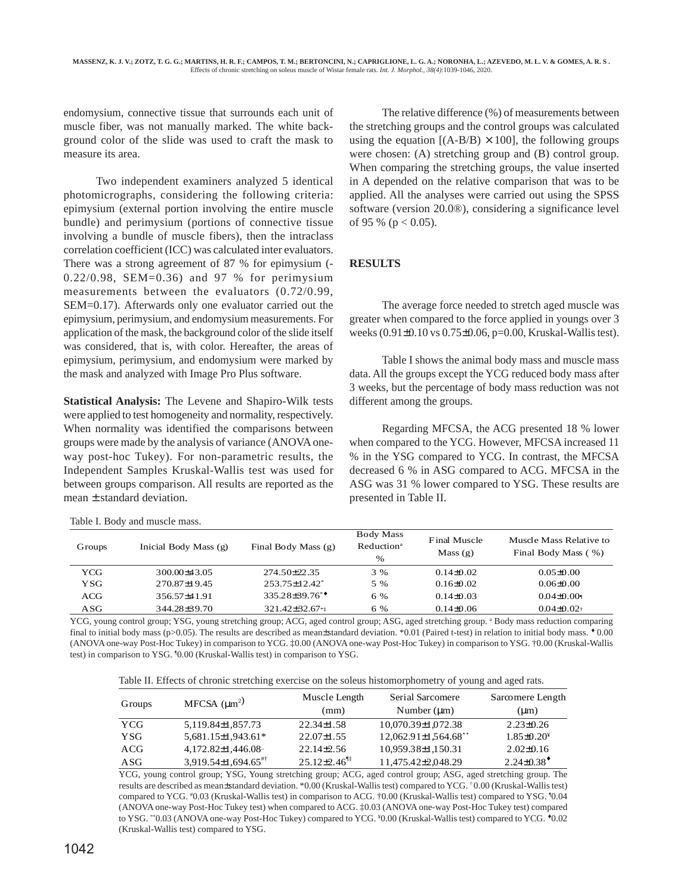endomysium, connective tissue that surrounds each unit of muscle fiber, was not manually marked. The white background color of the slide was used to craft the mask to measure its area.

Two independent examiners analyzed 5 identical photomicrographs, considering the following criteria: epimysium (external portion involving the entire muscle bundle) and perimysium (portions of connective tissue involving a bundle of muscle fibers), then the intraclass correlation coefficient (ICC) was calculated inter evaluators. There was a strong agreement of 87 % for epimysium (-0.22/0.98, SEM=0.36) and 97 % for perimysium measurements between the evaluators (0.72/0.99, SEM=0.17). Afterwards only one evaluator carried out the epimysium, perimysium, and endomysium measurements. For application of the mask, the background color of the slide itself was considered, that is, with color. Hereafter, the areas of epimysium, perimysium, and endomysium were marked by the mask and analyzed with Image Pro Plus software.

**Statistical Analysis:** The Levene and Shapiro-Wilk tests were applied to test homogeneity and normality, respectively. When normality was identified the comparisons between groups were made by the analysis of variance (ANOVA one-way post-hoc Tukey). For non-parametric results, the Independent Samples Kruskal-Wallis test was used for between groups comparison. All results are reported as the mean ± standard deviation.

The relative difference (%) of measurements between the stretching groups and the control groups was calculated using the equation $[(A-B/B) \times 100]$, the following groups were chosen: (A) stretching group and (B) control group. When comparing the stretching groups, the value inserted in A depended on the relative comparison that was to be applied. All the analyses were carried out using the SPSS software (version 20.0®), considering a significance level of 95 % ($p < 0.05$).

## RESULTS

The average force needed to stretch aged muscle was greater when compared to the force applied in youngs over 3 weeks (0.91±0.10 vs 0.75±0.06, p=0.00, Kruskal-Wallis test).

Table I shows the animal body mass and muscle mass data. All the groups except the YCG reduced body mass after 3 weeks, but the percentage of body mass reduction was not different among the groups.

Regarding MFCSA, the ACG presented 18 % lower when compared to the YCG. However, MFCSA increased 11 % in the YSG compared to YCG. In contrast, the MFCSA decreased 6 % in ASG compared to ACG. MFCSA in the ASG was 31 % lower compared to YSG. These results are presented in Table II.

Table I. Body and muscle mass.

| Groups | Inicial Body Mass (g) | Final Body Mass (g) | Body Mass Reduction[a] % | Final Muscle Mass (g) | Muscle Mass Relative to Final Body Mass ( %) |
|---|---|---|---|---|---|
| YCG | 300.00±43.05 | 274.50±22.35 | 3 % | 0.14±0.02 | 0.05±0.00 |
| YSG | 270.87±19.45 | 253.75±12.42* | 5 % | 0.16±0.02 | 0.06±0.00 |
| ACG | 356.57±41.91 | 335.28±39.76*♦ | 6 % | 0.14±0.03 | 0.04±0.00¶ |
| ASG | 344.28±39.70 | 321.42±32.67*‡ | 6 % | 0.14±0.06 | 0.04±0.02† |

YCG, young control group; YSG, young stretching group; ACG, aged control group; ASG, aged stretching group. [a] Body mass reduction comparing final to initial body mass (p>0.05). The results are described as mean±standard deviation. *0.01 (Paired t-test) in relation to initial body mass. ♦ 0.00 (ANOVA one-way Post-Hoc Tukey) in comparison to YCG. ‡0.00 (ANOVA one-way Post-Hoc Tukey) in comparison to YSG. †0.00 (Kruskal-Wallis test) in comparison to YSG. ¶0.00 (Kruskal-Wallis test) in comparison to YSG.

Table II. Effects of chronic stretching exercise on the soleus histomorphometry of young and aged rats.

| Groups | MFCSA ($\mu m^2$) | Muscle Length (mm) | Serial Sarcomere Number (µm) | Sarcomere Length (µm) |
|---|---|---|---|---|
| YCG | 5,119.84±1,857.73 | 22.34±1.58 | 10,070.39±1,072.38 | 2.23±0.26 |
| YSG | 5,681.15±1,943.61* | 22.07±1.55 | 12,062.91±1,564.68** | 1.85±0.20¥ |
| ACG | 4,172.82±1,446.08¤ | 22.14±2.56 | 10,959.38±1,150.31 | 2.02±0.16 |
| ASG | 3,919.54±1,694.65#† | 25.12±2.46¶‡ | 11,475.42±2,048.29 | 2.24±0.38♦ |

YCG, young control group; YSG, Young stretching group; ACG, aged control group; ASG, aged stretching group. The results are described as mean±standard deviation. *0.00 (Kruskal-Wallis test) compared to YCG. ¤0.00 (Kruskal-Wallis test) compared to YCG. #0.03 (Kruskal-Wallis test) in comparison to ACG. †0.00 (Kruskal-Wallis test) compared to YSG. ¶0.04 (ANOVA one-way Post-Hoc Tukey test) when compared to ACG. ‡0.03 (ANOVA one-way Post-Hoc Tukey test) compared to YSG. **0.03 (ANOVA one-way Post-Hoc Tukey) compared to YCG. ¥0.00 (Kruskal-Wallis test) compared to YCG. ♦0.02 (Kruskal-Wallis test) compared to YSG.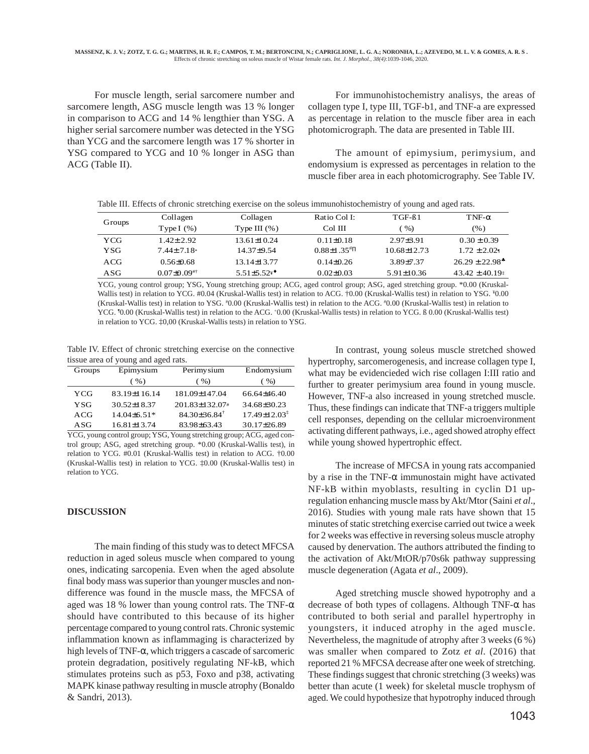For muscle length, serial sarcomere number and sarcomere length, ASG muscle length was 13 % longer in comparison to ACG and 14 % lengthier than YSG. A higher serial sarcomere number was detected in the YSG than YCG and the sarcomere length was 17 % shorter in YSG compared to YCG and 10 % longer in ASG than ACG (Table II).

For immunohistochemistry analisys, the areas of collagen type I, type III, TGF-b1, and TNF-a are expressed as percentage in relation to the muscle fiber area in each photomicrograph. The data are presented in Table III.

The amount of epimysium, perimysium, and endomysium is expressed as percentages in relation to the muscle fiber area in each photomicrography. See Table IV.

Table III. Effects of chronic stretching exercise on the soleus immunohistochemistry of young and aged rats.

| Groups | Collagen Type I (%) | Collagen Type III (%) | Ratio Col I: Col III | TGF-ß1 (%) | TNF-α (%) |
|---|---|---|---|---|---|
| YCG | 1.42±2.92 | 13.61±10.24 | 0.11±0.18 | 2.97±3.91 | 0.30 ± 0.39 |
| YSG | 7.44±7.18* | 14.37±9.54 | 0.88±1.35#¶ | 10.68±12.73 | 1.72 ± 2.02¶ |
| ACG | 0.56±0.68 | 13.14±13.77 | 0.14±0.26 | 3.89±7.37 | 26.29 ± 22.98♣ |
| ASG | 0.07±0.09#† | 5.51±5.52¥♦ | 0.02±0.03 | 5.91±10.36 | 43.42 ± 40.19‡ |

YCG, young control group; YSG, Young stretching group; ACG, aged control group; ASG, aged stretching group. *0.00 (Kruskal-Wallis test) in relation to YCG. #0.04 (Kruskal-Wallis test) in relation to ACG. †0.00 (Kruskal-Wallis test) in relation to YSG. ¥0.00 (Kruskal-Wallis test) in relation to YSG. #0.00 (Kruskal-Wallis test) in relation to the ACG. #0.00 (Kruskal-Wallis test) in relation to YCG. ¶0.00 (Kruskal-Wallis test) in relation to the ACG. *0.00 (Kruskal-Wallis tests) in relation to YCG. ß 0.00 (Kruskal-Wallis test) in relation to YCG. ‡0,00 (Kruskal-Wallis tests) in relation to YSG.

Table IV. Effect of chronic stretching exercise on the connective tissue area of young and aged rats.

| Groups | Epimysium (%) | Perimysium (%) | Endomysium (%) |
|---|---|---|---|
| YCG | 83.19±116.14 | 181.09±147.04 | 66.64±46.40 |
| YSG | 30.52±18.37 | 201.83±132.07# | 34.68±30.23 |
| ACG | 14.04±6.51* | 84.30±36.84† | 17.49±12.03‡ |
| ASG | 16.81±13.74 | 83.98±63.43 | 30.17±26.89 |

YCG, young control group; YSG, Young stretching group; ACG, aged control group; ASG, aged stretching group. *0.00 (Kruskal-Wallis test), in relation to YCG. #0.01 (Kruskal-Wallis test) in relation to ACG. †0.00 (Kruskal-Wallis test) in relation to YCG. ‡0.00 (Kruskal-Wallis test) in relation to YCG.

## DISCUSSION

The main finding of this study was to detect MFCSA reduction in aged soleus muscle when compared to young ones, indicating sarcopenia. Even when the aged absolute final body mass was superior than younger muscles and non-difference was found in the muscle mass, the MFCSA of aged was 18 % lower than young control rats. The TNF-α should have contributed to this because of its higher percentage compared to young control rats. Chronic systemic inflammation known as inflammaging is characterized by high levels of TNF-α, which triggers a cascade of sarcomeric protein degradation, positively regulating NF-kB, which stimulates proteins such as p53, Foxo and p38, activating MAPK kinase pathway resulting in muscle atrophy (Bonaldo & Sandri, 2013).

In contrast, young soleus muscle stretched showed hypertrophy, sarcomerogenesis, and increase collagen type I, what may be evidencieded wich rise collagen I:III ratio and further to greater perimysium area found in young muscle. However, TNF-a also increased in young stretched muscle. Thus, these findings can indicate that TNF-a triggers multiple cell responses, depending on the cellular microenvironment activating different pathways, i.e., aged showed atrophy effect while young showed hypertrophic effect.

The increase of MFCSA in young rats accompanied by a rise in the TNF-α immunostain might have activated NF-kB within myoblasts, resulting in cyclin D1 up-regulation enhancing muscle mass by Akt/Mtor (Saini *et al*., 2016). Studies with young male rats have shown that 15 minutes of static stretching exercise carried out twice a week for 2 weeks was effective in reversing soleus muscle atrophy caused by denervation. The authors attributed the finding to the activation of Akt/MtOR/p70s6k pathway suppressing muscle degeneration (Agata *et al*., 2009).

Aged stretching muscle showed hypotrophy and a decrease of both types of collagens. Although TNF-α has contributed to both serial and parallel hypertrophy in youngsters, it induced atrophy in the aged muscle. Nevertheless, the magnitude of atrophy after 3 weeks (6 %) was smaller when compared to Zotz *et al*. (2016) that reported 21 % MFCSA decrease after one week of stretching. These findings suggest that chronic stretching (3 weeks) was better than acute (1 week) for skeletal muscle trophysm of aged. We could hypothesize that hypotrophy induced through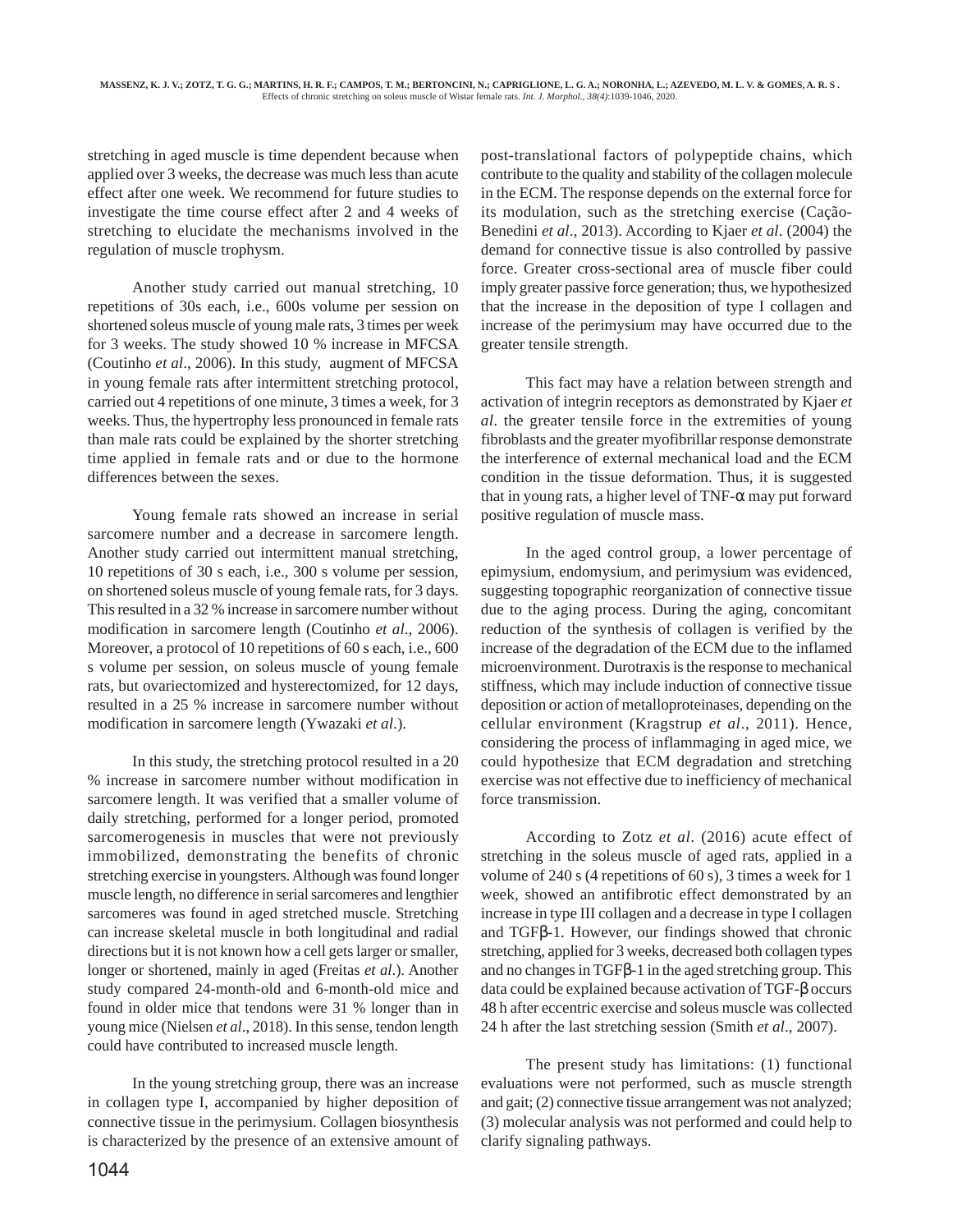stretching in aged muscle is time dependent because when applied over 3 weeks, the decrease was much less than acute effect after one week. We recommend for future studies to investigate the time course effect after 2 and 4 weeks of stretching to elucidate the mechanisms involved in the regulation of muscle trophysm.

Another study carried out manual stretching, 10 repetitions of 30s each, i.e., 600s volume per session on shortened soleus muscle of young male rats, 3 times per week for 3 weeks. The study showed 10 % increase in MFCSA (Coutinho *et al*., 2006). In this study, augment of MFCSA in young female rats after intermittent stretching protocol, carried out 4 repetitions of one minute, 3 times a week, for 3 weeks. Thus, the hypertrophy less pronounced in female rats than male rats could be explained by the shorter stretching time applied in female rats and or due to the hormone differences between the sexes.

Young female rats showed an increase in serial sarcomere number and a decrease in sarcomere length. Another study carried out intermittent manual stretching, 10 repetitions of 30 s each, i.e., 300 s volume per session, on shortened soleus muscle of young female rats, for 3 days. This resulted in a 32 % increase in sarcomere number without modification in sarcomere length (Coutinho *et al*., 2006). Moreover, a protocol of 10 repetitions of 60 s each, i.e., 600 s volume per session, on soleus muscle of young female rats, but ovariectomized and hysterectomized, for 12 days, resulted in a 25 % increase in sarcomere number without modification in sarcomere length (Ywazaki *et al*.).

In this study, the stretching protocol resulted in a 20 % increase in sarcomere number without modification in sarcomere length. It was verified that a smaller volume of daily stretching, performed for a longer period, promoted sarcomerogenesis in muscles that were not previously immobilized, demonstrating the benefits of chronic stretching exercise in youngsters. Although was found longer muscle length, no difference in serial sarcomeres and lengthier sarcomeres was found in aged stretched muscle. Stretching can increase skeletal muscle in both longitudinal and radial directions but it is not known how a cell gets larger or smaller, longer or shortened, mainly in aged (Freitas *et al*.). Another study compared 24-month-old and 6-month-old mice and found in older mice that tendons were 31 % longer than in young mice (Nielsen *et al*., 2018). In this sense, tendon length could have contributed to increased muscle length.

In the young stretching group, there was an increase in collagen type I, accompanied by higher deposition of connective tissue in the perimysium. Collagen biosynthesis is characterized by the presence of an extensive amount of post-translational factors of polypeptide chains, which contribute to the quality and stability of the collagen molecule in the ECM. The response depends on the external force for its modulation, such as the stretching exercise (Cação-Benedini *et al*., 2013). According to Kjaer *et al*. (2004) the demand for connective tissue is also controlled by passive force. Greater cross-sectional area of muscle fiber could imply greater passive force generation; thus, we hypothesized that the increase in the deposition of type I collagen and increase of the perimysium may have occurred due to the greater tensile strength.

This fact may have a relation between strength and activation of integrin receptors as demonstrated by Kjaer *et al*. the greater tensile force in the extremities of young fibroblasts and the greater myofibrillar response demonstrate the interference of external mechanical load and the ECM condition in the tissue deformation. Thus, it is suggested that in young rats, a higher level of TNF-$\alpha$ may put forward positive regulation of muscle mass.

In the aged control group, a lower percentage of epimysium, endomysium, and perimysium was evidenced, suggesting topographic reorganization of connective tissue due to the aging process. During the aging, concomitant reduction of the synthesis of collagen is verified by the increase of the degradation of the ECM due to the inflamed microenvironment. Durotraxis is the response to mechanical stiffness, which may include induction of connective tissue deposition or action of metalloproteinases, depending on the cellular environment (Kragstrup *et al*., 2011). Hence, considering the process of inflammaging in aged mice, we could hypothesize that ECM degradation and stretching exercise was not effective due to inefficiency of mechanical force transmission.

According to Zotz *et al*. (2016) acute effect of stretching in the soleus muscle of aged rats, applied in a volume of 240 s (4 repetitions of 60 s), 3 times a week for 1 week, showed an antifibrotic effect demonstrated by an increase in type III collagen and a decrease in type I collagen and TGF$\beta$-1. However, our findings showed that chronic stretching, applied for 3 weeks, decreased both collagen types and no changes in TGF$\beta$-1 in the aged stretching group. This data could be explained because activation of TGF-$\beta$ occurs 48 h after eccentric exercise and soleus muscle was collected 24 h after the last stretching session (Smith *et al*., 2007).

The present study has limitations: (1) functional evaluations were not performed, such as muscle strength and gait; (2) connective tissue arrangement was not analyzed; (3) molecular analysis was not performed and could help to clarify signaling pathways.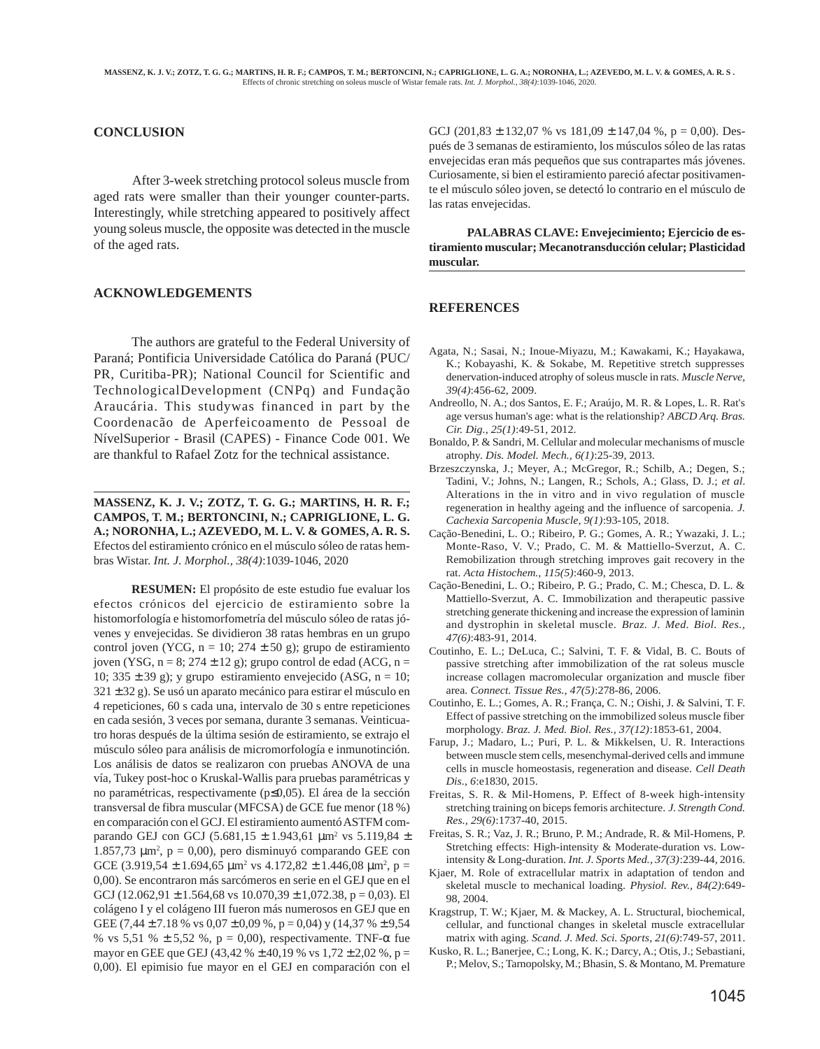## CONCLUSION

After 3-week stretching protocol soleus muscle from aged rats were smaller than their younger counter-parts. Interestingly, while stretching appeared to positively affect young soleus muscle, the opposite was detected in the muscle of the aged rats.

## ACKNOWLEDGEMENTS

The authors are grateful to the Federal University of Paraná; Pontificia Universidade Católica do Paraná (PUC/PR, Curitiba-PR); National Council for Scientific and TechnologicalDevelopment (CNPq) and Fundação Araucária. This studywas financed in part by the Coordenacão de Aperfeicoamento de Pessoal de NívelSuperior - Brasil (CAPES) - Finance Code 001. We are thankful to Rafael Zotz for the technical assistance.

---

**MASSENZ, K. J. V.; ZOTZ, T. G. G.; MARTINS, H. R. F.; CAMPOS, T. M.; BERTONCINI, N.; CAPRIGLIONE, L. G. A.; NORONHA, L.; AZEVEDO, M. L. V. & GOMES, A. R. S.** Efectos del estiramiento crónico en el músculo sóleo de ratas hembras Wistar. *Int. J. Morphol., 38(4)*:1039-1046, 2020

**RESUMEN:** El propósito de este estudio fue evaluar los efectos crónicos del ejercicio de estiramiento sobre la histomorfología e histomorfometría del músculo sóleo de ratas jóvenes y envejecidas. Se dividieron 38 ratas hembras en un grupo control joven (YCG, n = 10; 274 ± 50 g); grupo de estiramiento joven (YSG, n = 8; 274 ± 12 g); grupo control de edad (ACG, n = 10; 335 ± 39 g); y grupo estiramiento envejecido (ASG, n = 10; 321 ± 32 g). Se usó un aparato mecánico para estirar el músculo en 4 repeticiones, 60 s cada una, intervalo de 30 s entre repeticiones en cada sesión, 3 veces por semana, durante 3 semanas. Veinticuatro horas después de la última sesión de estiramiento, se extrajo el músculo sóleo para análisis de micromorfología e inmunotinción. Los análisis de datos se realizaron con pruebas ANOVA de una vía, Tukey post-hoc o Kruskal-Wallis para pruebas paramétricas y no paramétricas, respectivamente ($p \leq 0,05$). El área de la sección transversal de fibra muscular (MFCSA) de GCE fue menor (18 %) en comparación con el GCJ. El estiramiento aumentó ASTFM comparando GEJ con GCJ (5.681,15 ± 1.943,61 $\mu m^2$ vs 5.119,84 ± 1.857,73 $\mu m^2$, p = 0,00), pero disminuyó comparando GEE con GCE (3.919,54 ± 1.694,65 $\mu m^2$ vs 4.172,82 ± 1.446,08 $\mu m^2$, p = 0,00). Se encontraron más sarcómeros en serie en el GEJ que en el GCJ (12.062,91 ± 1.564,68 vs 10.070,39 ± 1,072.38, p = 0,03). El colágeno I y el colágeno III fueron más numerosos en GEJ que en GEE (7,44 ± 7.18 % vs 0,07 ± 0,09 %, p = 0,04) y (14,37 % ± 9,54 % vs 5,51 % ± 5,52 %, p = 0,00), respectivamente. TNF-α fue mayor en GEE que GEJ (43,42 % ± 40,19 % vs 1,72 ± 2,02 %, p = 0,00). El epimisio fue mayor en el GEJ en comparación con el GCJ (201,83 ± 132,07 % vs 181,09 ± 147,04 %, p = 0,00). Después de 3 semanas de estiramiento, los músculos sóleo de las ratas envejecidas eran más pequeños que sus contrapartes más jóvenes. Curiosamente, si bien el estiramiento pareció afectar positivamente el músculo sóleo joven, se detectó lo contrario en el músculo de las ratas envejecidas.

**PALABRAS CLAVE: Envejecimiento; Ejercicio de estiramiento muscular; Mecanotransducción celular; Plasticidad muscular.**

## REFERENCES

Agata, N.; Sasai, N.; Inoue-Miyazu, M.; Kawakami, K.; Hayakawa, K.; Kobayashi, K. & Sokabe, M. Repetitive stretch suppresses denervation-induced atrophy of soleus muscle in rats. *Muscle Nerve, 39(4)*:456-62, 2009.

Andreollo, N. A.; dos Santos, E. F.; Araújo, M. R. & Lopes, L. R. Rat's age versus human's age: what is the relationship? *ABCD Arq. Bras. Cir. Dig., 25(1)*:49-51, 2012.

Bonaldo, P. & Sandri, M. Cellular and molecular mechanisms of muscle atrophy. *Dis. Model. Mech., 6(1)*:25-39, 2013.

Brzeszczynska, J.; Meyer, A.; McGregor, R.; Schilb, A.; Degen, S.; Tadini, V.; Johns, N.; Langen, R.; Schols, A.; Glass, D. J.; *et al*. Alterations in the in vitro and in vivo regulation of muscle regeneration in healthy ageing and the influence of sarcopenia. *J. Cachexia Sarcopenia Muscle, 9(1)*:93-105, 2018.

Cação-Benedini, L. O.; Ribeiro, P. G.; Gomes, A. R.; Ywazaki, J. L.; Monte-Raso, V. V.; Prado, C. M. & Mattiello-Sverzut, A. C. Remobilization through stretching improves gait recovery in the rat. *Acta Histochem., 115(5)*:460-9, 2013.

Cação-Benedini, L. O.; Ribeiro, P. G.; Prado, C. M.; Chesca, D. L. & Mattiello-Sverzut, A. C. Immobilization and therapeutic passive stretching generate thickening and increase the expression of laminin and dystrophin in skeletal muscle. *Braz. J. Med. Biol. Res., 47(6)*:483-91, 2014.

Coutinho, E. L.; DeLuca, C.; Salvini, T. F. & Vidal, B. C. Bouts of passive stretching after immobilization of the rat soleus muscle increase collagen macromolecular organization and muscle fiber area. *Connect. Tissue Res., 47(5)*:278-86, 2006.

Coutinho, E. L.; Gomes, A. R.; França, C. N.; Oishi, J. & Salvini, T. F. Effect of passive stretching on the immobilized soleus muscle fiber morphology. *Braz. J. Med. Biol. Res., 37(12)*:1853-61, 2004.

Farup, J.; Madaro, L.; Puri, P. L. & Mikkelsen, U. R. Interactions between muscle stem cells, mesenchymal-derived cells and immune cells in muscle homeostasis, regeneration and disease. *Cell Death Dis., 6*:e1830, 2015.

Freitas, S. R. & Mil-Homens, P. Effect of 8-week high-intensity stretching training on biceps femoris architecture. *J. Strength Cond. Res., 29(6)*:1737-40, 2015.

Freitas, S. R.; Vaz, J. R.; Bruno, P. M.; Andrade, R. & Mil-Homens, P. Stretching effects: High-intensity & Moderate-duration vs. Low-intensity & Long-duration. *Int. J. Sports Med., 37(3)*:239-44, 2016.

Kjaer, M. Role of extracellular matrix in adaptation of tendon and skeletal muscle to mechanical loading. *Physiol. Rev., 84(2)*:649-98, 2004.

Kragstrup, T. W.; Kjaer, M. & Mackey, A. L. Structural, biochemical, cellular, and functional changes in skeletal muscle extracellular matrix with aging. *Scand. J. Med. Sci. Sports, 21(6)*:749-57, 2011.

Kusko, R. L.; Banerjee, C.; Long, K. K.; Darcy, A.; Otis, J.; Sebastiani, P.; Melov, S.; Tarnopolsky, M.; Bhasin, S. & Montano, M. Premature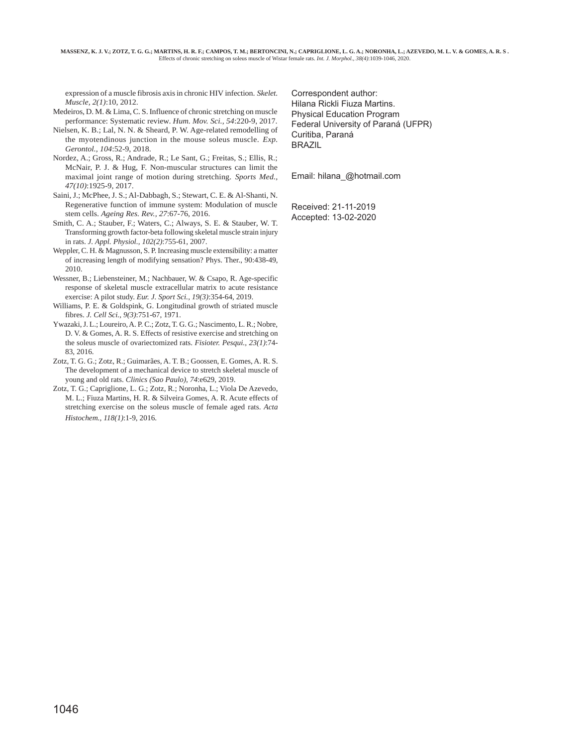expression of a muscle fibrosis axis in chronic HIV infection. *Skelet. Muscle, 2(1)*:10, 2012.

Medeiros, D. M. & Lima, C. S. Influence of chronic stretching on muscle performance: Systematic review. *Hum. Mov. Sci., 54*:220-9, 2017.

Nielsen, K. B.; Lal, N. N. & Sheard, P. W. Age-related remodelling of the myotendinous junction in the mouse soleus muscle. *Exp. Gerontol., 104*:52-9, 2018.

Nordez, A.; Gross, R.; Andrade, R.; Le Sant, G.; Freitas, S.; Ellis, R.; McNair, P. J. & Hug, F. Non-muscular structures can limit the maximal joint range of motion during stretching. *Sports Med., 47(10)*:1925-9, 2017.

Saini, J.; McPhee, J. S.; Al-Dabbagh, S.; Stewart, C. E. & Al-Shanti, N. Regenerative function of immune system: Modulation of muscle stem cells. *Ageing Res. Rev., 27*:67-76, 2016.

Smith, C. A.; Stauber, F.; Waters, C.; Always, S. E. & Stauber, W. T. Transforming growth factor-beta following skeletal muscle strain injury in rats. *J. Appl. Physiol., 102(2)*:755-61, 2007.

Weppler, C. H. & Magnusson, S. P. Increasing muscle extensibility: a matter of increasing length of modifying sensation? Phys. Ther., 90:438-49, 2010.

Wessner, B.; Liebensteiner, M.; Nachbauer, W. & Csapo, R. Age-specific response of skeletal muscle extracellular matrix to acute resistance exercise: A pilot study. *Eur. J. Sport Sci., 19(3)*:354-64, 2019.

Williams, P. E. & Goldspink, G. Longitudinal growth of striated muscle fibres. *J. Cell Sci., 9(3)*:751-67, 1971.

Ywazaki, J. L.; Loureiro, A. P. C.; Zotz, T. G. G.; Nascimento, L. R.; Nobre, D. V. & Gomes, A. R. S. Effects of resistive exercise and stretching on the soleus muscle of ovariectomized rats. *Fisioter. Pesqui., 23(1)*:74-83, 2016.

Zotz, T. G. G.; Zotz, R.; Guimarães, A. T. B.; Goossen, E. Gomes, A. R. S. The development of a mechanical device to stretch skeletal muscle of young and old rats. *Clinics (Sao Paulo), 74*:e629, 2019.

Zotz, T. G.; Capriglione, L. G.; Zotz, R.; Noronha, L.; Viola De Azevedo, M. L.; Fiuza Martins, H. R. & Silveira Gomes, A. R. Acute effects of stretching exercise on the soleus muscle of female aged rats. *Acta Histochem., 118(1)*:1-9, 2016.

Correspondent author:
Hilana Rickli Fiuza Martins.
Physical Education Program
Federal University of Paraná (UFPR)
Curitiba, Paraná
BRAZIL

Email: hilana_@hotmail.com

Received: 21-11-2019
Accepted: 13-02-2020